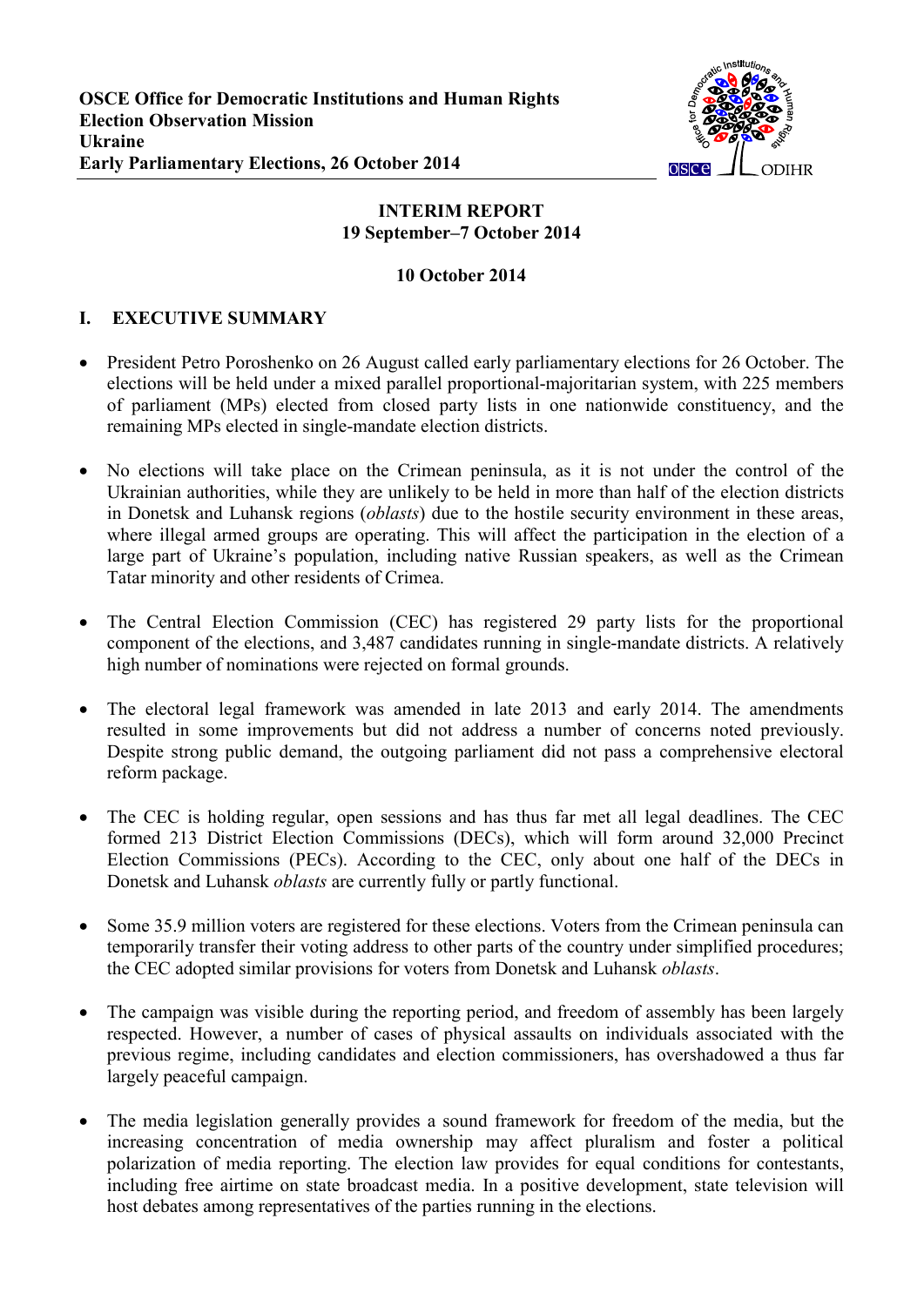**OSCE Office for Democratic Institutions and Human Rights**
**Election Observation Mission**
**Ukraine**
**Early Parliamentary Elections, 26 October 2014**

# INTERIM REPORT
## 19 September–7 October 2014

**10 October 2014**

## I. EXECUTIVE SUMMARY

- President Petro Poroshenko on 26 August called early parliamentary elections for 26 October. The elections will be held under a mixed parallel proportional-majoritarian system, with 225 members of parliament (MPs) elected from closed party lists in one nationwide constituency, and the remaining MPs elected in single-mandate election districts.

- No elections will take place on the Crimean peninsula, as it is not under the control of the Ukrainian authorities, while they are unlikely to be held in more than half of the election districts in Donetsk and Luhansk regions (*oblasts*) due to the hostile security environment in these areas, where illegal armed groups are operating. This will affect the participation in the election of a large part of Ukraine's population, including native Russian speakers, as well as the Crimean Tatar minority and other residents of Crimea.

- The Central Election Commission (CEC) has registered 29 party lists for the proportional component of the elections, and 3,487 candidates running in single-mandate districts. A relatively high number of nominations were rejected on formal grounds.

- The electoral legal framework was amended in late 2013 and early 2014. The amendments resulted in some improvements but did not address a number of concerns noted previously. Despite strong public demand, the outgoing parliament did not pass a comprehensive electoral reform package.

- The CEC is holding regular, open sessions and has thus far met all legal deadlines. The CEC formed 213 District Election Commissions (DECs), which will form around 32,000 Precinct Election Commissions (PECs). According to the CEC, only about one half of the DECs in Donetsk and Luhansk *oblasts* are currently fully or partly functional.

- Some 35.9 million voters are registered for these elections. Voters from the Crimean peninsula can temporarily transfer their voting address to other parts of the country under simplified procedures; the CEC adopted similar provisions for voters from Donetsk and Luhansk *oblasts*.

- The campaign was visible during the reporting period, and freedom of assembly has been largely respected. However, a number of cases of physical assaults on individuals associated with the previous regime, including candidates and election commissioners, has overshadowed a thus far largely peaceful campaign.

- The media legislation generally provides a sound framework for freedom of the media, but the increasing concentration of media ownership may affect pluralism and foster a political polarization of media reporting. The election law provides for equal conditions for contestants, including free airtime on state broadcast media. In a positive development, state television will host debates among representatives of the parties running in the elections.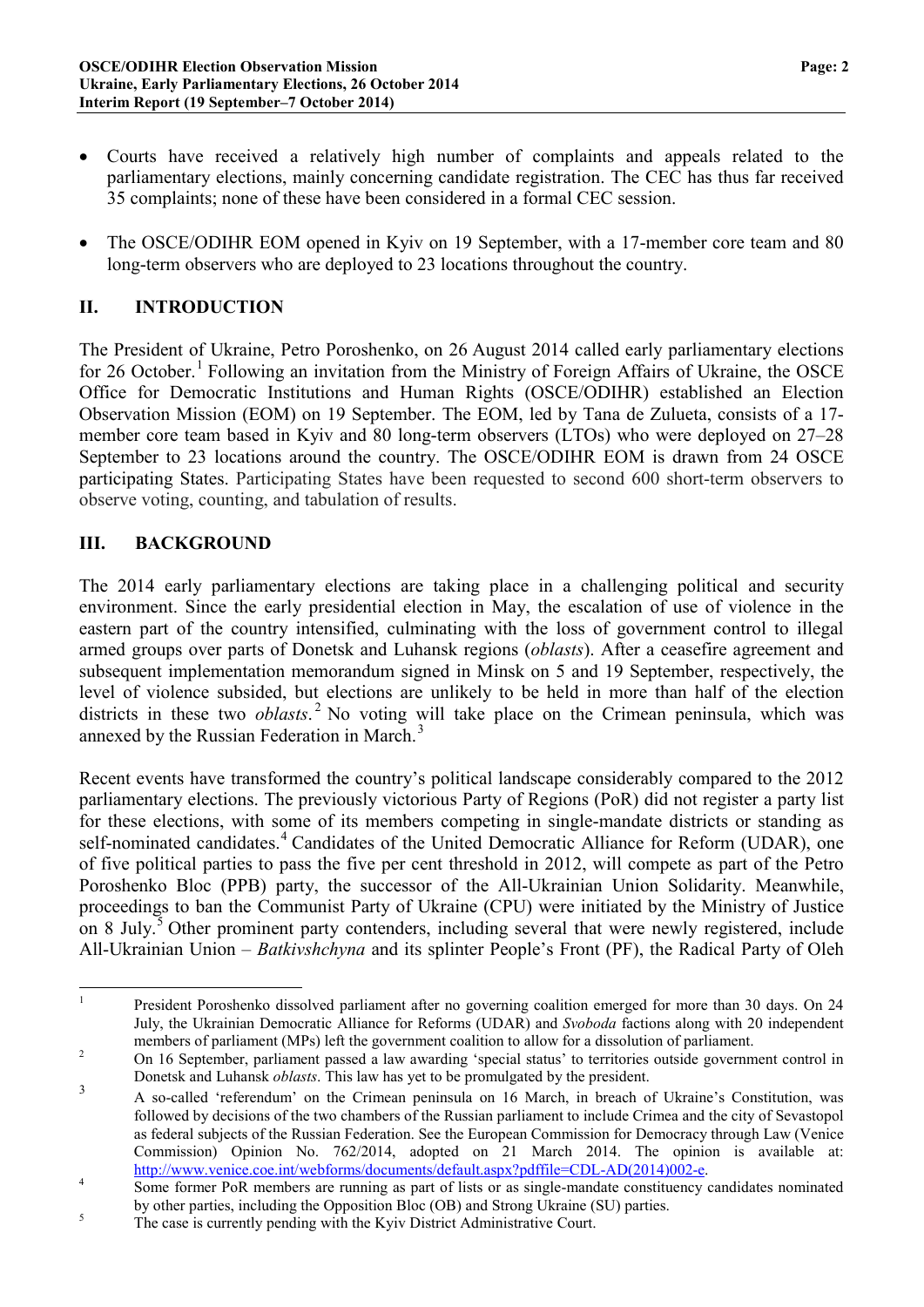- Courts have received a relatively high number of complaints and appeals related to the parliamentary elections, mainly concerning candidate registration. The CEC has thus far received 35 complaints; none of these have been considered in a formal CEC session.

- The OSCE/ODIHR EOM opened in Kyiv on 19 September, with a 17-member core team and 80 long-term observers who are deployed to 23 locations throughout the country.

## II. INTRODUCTION

The President of Ukraine, Petro Poroshenko, on 26 August 2014 called early parliamentary elections for 26 October.[1] Following an invitation from the Ministry of Foreign Affairs of Ukraine, the OSCE Office for Democratic Institutions and Human Rights (OSCE/ODIHR) established an Election Observation Mission (EOM) on 19 September. The EOM, led by Tana de Zulueta, consists of a 17-member core team based in Kyiv and 80 long-term observers (LTOs) who were deployed on 27–28 September to 23 locations around the country. The OSCE/ODIHR EOM is drawn from 24 OSCE participating States. Participating States have been requested to second 600 short-term observers to observe voting, counting, and tabulation of results.

## III. BACKGROUND

The 2014 early parliamentary elections are taking place in a challenging political and security environment. Since the early presidential election in May, the escalation of use of violence in the eastern part of the country intensified, culminating with the loss of government control to illegal armed groups over parts of Donetsk and Luhansk regions (*oblasts*). After a ceasefire agreement and subsequent implementation memorandum signed in Minsk on 5 and 19 September, respectively, the level of violence subsided, but elections are unlikely to be held in more than half of the election districts in these two *oblasts*.[2] No voting will take place on the Crimean peninsula, which was annexed by the Russian Federation in March.[3]

Recent events have transformed the country's political landscape considerably compared to the 2012 parliamentary elections. The previously victorious Party of Regions (PoR) did not register a party list for these elections, with some of its members competing in single-mandate districts or standing as self-nominated candidates.[4] Candidates of the United Democratic Alliance for Reform (UDAR), one of five political parties to pass the five per cent threshold in 2012, will compete as part of the Petro Poroshenko Bloc (PPB) party, the successor of the All-Ukrainian Union Solidarity. Meanwhile, proceedings to ban the Communist Party of Ukraine (CPU) were initiated by the Ministry of Justice on 8 July.[5] Other prominent party contenders, including several that were newly registered, include All-Ukrainian Union – *Batkivshchyna* and its splinter People's Front (PF), the Radical Party of Oleh

---

[1] President Poroshenko dissolved parliament after no governing coalition emerged for more than 30 days. On 24 July, the Ukrainian Democratic Alliance for Reforms (UDAR) and *Svoboda* factions along with 20 independent members of parliament (MPs) left the government coalition to allow for a dissolution of parliament.

[2] On 16 September, parliament passed a law awarding 'special status' to territories outside government control in Donetsk and Luhansk *oblasts*. This law has yet to be promulgated by the president.

[3] A so-called 'referendum' on the Crimean peninsula on 16 March, in breach of Ukraine's Constitution, was followed by decisions of the two chambers of the Russian parliament to include Crimea and the city of Sevastopol as federal subjects of the Russian Federation. See the European Commission for Democracy through Law (Venice Commission) Opinion No. 762/2014, adopted on 21 March 2014. The opinion is available at: http://www.venice.coe.int/webforms/documents/default.aspx?pdffile=CDL-AD(2014)002-e.

[4] Some former PoR members are running as part of lists or as single-mandate constituency candidates nominated by other parties, including the Opposition Bloc (OB) and Strong Ukraine (SU) parties.

[5] The case is currently pending with the Kyiv District Administrative Court.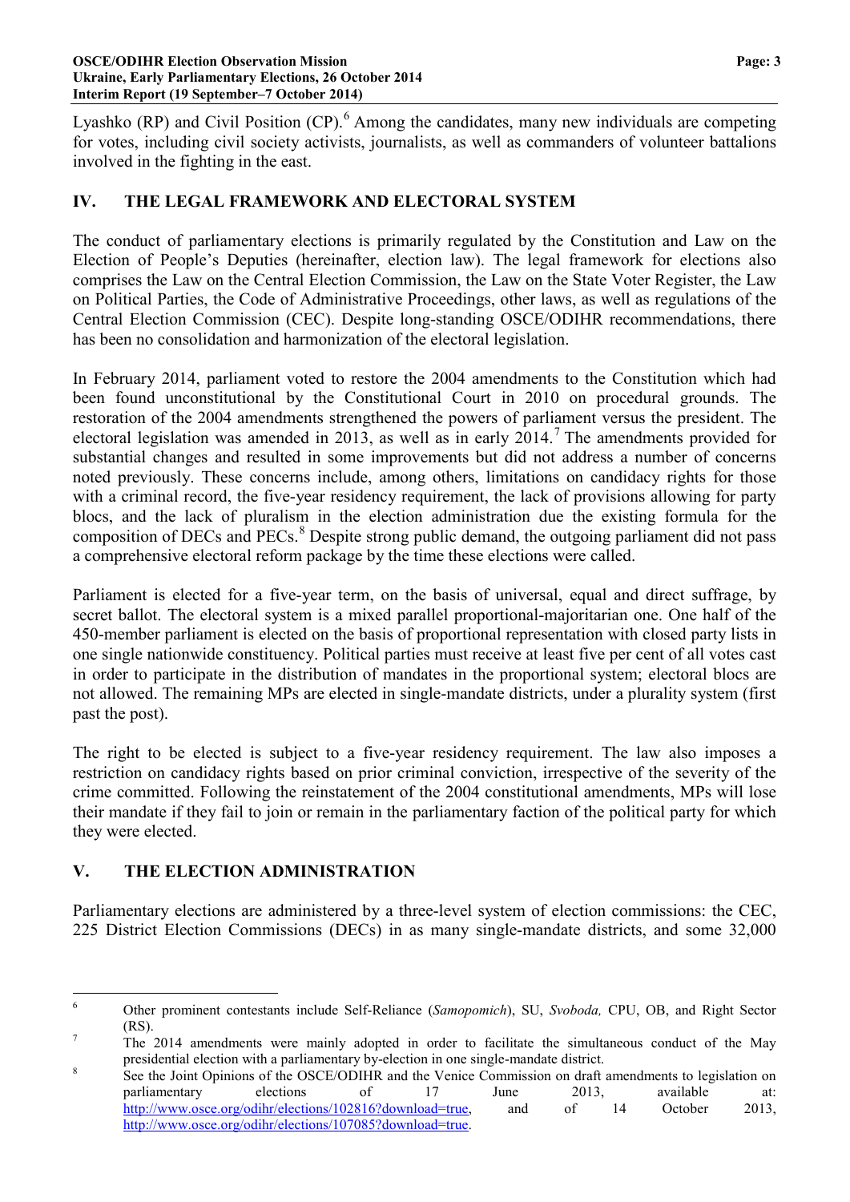Lyashko (RP) and Civil Position (CP).[6] Among the candidates, many new individuals are competing for votes, including civil society activists, journalists, as well as commanders of volunteer battalions involved in the fighting in the east.

## IV. THE LEGAL FRAMEWORK AND ELECTORAL SYSTEM

The conduct of parliamentary elections is primarily regulated by the Constitution and Law on the Election of People's Deputies (hereinafter, election law). The legal framework for elections also comprises the Law on the Central Election Commission, the Law on the State Voter Register, the Law on Political Parties, the Code of Administrative Proceedings, other laws, as well as regulations of the Central Election Commission (CEC). Despite long-standing OSCE/ODIHR recommendations, there has been no consolidation and harmonization of the electoral legislation.

In February 2014, parliament voted to restore the 2004 amendments to the Constitution which had been found unconstitutional by the Constitutional Court in 2010 on procedural grounds. The restoration of the 2004 amendments strengthened the powers of parliament versus the president. The electoral legislation was amended in 2013, as well as in early 2014.[7] The amendments provided for substantial changes and resulted in some improvements but did not address a number of concerns noted previously. These concerns include, among others, limitations on candidacy rights for those with a criminal record, the five-year residency requirement, the lack of provisions allowing for party blocs, and the lack of pluralism in the election administration due the existing formula for the composition of DECs and PECs.[8] Despite strong public demand, the outgoing parliament did not pass a comprehensive electoral reform package by the time these elections were called.

Parliament is elected for a five-year term, on the basis of universal, equal and direct suffrage, by secret ballot. The electoral system is a mixed parallel proportional-majoritarian one. One half of the 450-member parliament is elected on the basis of proportional representation with closed party lists in one single nationwide constituency. Political parties must receive at least five per cent of all votes cast in order to participate in the distribution of mandates in the proportional system; electoral blocs are not allowed. The remaining MPs are elected in single-mandate districts, under a plurality system (first past the post).

The right to be elected is subject to a five-year residency requirement. The law also imposes a restriction on candidacy rights based on prior criminal conviction, irrespective of the severity of the crime committed. Following the reinstatement of the 2004 constitutional amendments, MPs will lose their mandate if they fail to join or remain in the parliamentary faction of the political party for which they were elected.

## V. THE ELECTION ADMINISTRATION

Parliamentary elections are administered by a three-level system of election commissions: the CEC, 225 District Election Commissions (DECs) in as many single-mandate districts, and some 32,000

---

[6] Other prominent contestants include Self-Reliance (*Samopomich*), SU, *Svoboda,* CPU, OB, and Right Sector (RS).

[7] The 2014 amendments were mainly adopted in order to facilitate the simultaneous conduct of the May presidential election with a parliamentary by-election in one single-mandate district.

[8] See the Joint Opinions of the OSCE/ODIHR and the Venice Commission on draft amendments to legislation on parliamentary elections of 17 June 2013, available at: http://www.osce.org/odihr/elections/102816?download=true, and of 14 October 2013, http://www.osce.org/odihr/elections/107085?download=true.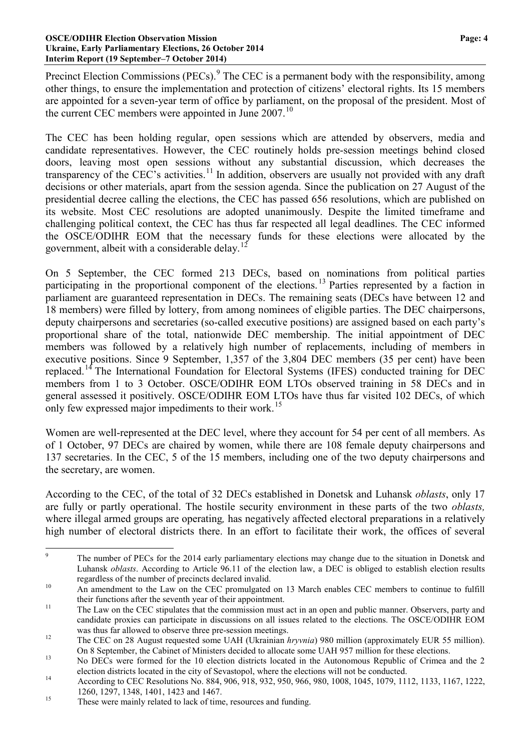Precinct Election Commissions (PECs).[9] The CEC is a permanent body with the responsibility, among other things, to ensure the implementation and protection of citizens' electoral rights. Its 15 members are appointed for a seven-year term of office by parliament, on the proposal of the president. Most of the current CEC members were appointed in June 2007.[10]

The CEC has been holding regular, open sessions which are attended by observers, media and candidate representatives. However, the CEC routinely holds pre-session meetings behind closed doors, leaving most open sessions without any substantial discussion, which decreases the transparency of the CEC's activities.[11] In addition, observers are usually not provided with any draft decisions or other materials, apart from the session agenda. Since the publication on 27 August of the presidential decree calling the elections, the CEC has passed 656 resolutions, which are published on its website. Most CEC resolutions are adopted unanimously. Despite the limited timeframe and challenging political context, the CEC has thus far respected all legal deadlines. The CEC informed the OSCE/ODIHR EOM that the necessary funds for these elections were allocated by the government, albeit with a considerable delay.[12]

On 5 September, the CEC formed 213 DECs, based on nominations from political parties participating in the proportional component of the elections.[13] Parties represented by a faction in parliament are guaranteed representation in DECs. The remaining seats (DECs have between 12 and 18 members) were filled by lottery, from among nominees of eligible parties. The DEC chairpersons, deputy chairpersons and secretaries (so-called executive positions) are assigned based on each party's proportional share of the total, nationwide DEC membership. The initial appointment of DEC members was followed by a relatively high number of replacements, including of members in executive positions. Since 9 September, 1,357 of the 3,804 DEC members (35 per cent) have been replaced.[14] The International Foundation for Electoral Systems (IFES) conducted training for DEC members from 1 to 3 October. OSCE/ODIHR EOM LTOs observed training in 58 DECs and in general assessed it positively. OSCE/ODIHR EOM LTOs have thus far visited 102 DECs, of which only few expressed major impediments to their work.[15]

Women are well-represented at the DEC level, where they account for 54 per cent of all members. As of 1 October, 97 DECs are chaired by women, while there are 108 female deputy chairpersons and 137 secretaries. In the CEC, 5 of the 15 members, including one of the two deputy chairpersons and the secretary, are women.

According to the CEC, of the total of 32 DECs established in Donetsk and Luhansk *oblasts*, only 17 are fully or partly operational. The hostile security environment in these parts of the two *oblasts,* where illegal armed groups are operating*,* has negatively affected electoral preparations in a relatively high number of electoral districts there. In an effort to facilitate their work, the offices of several

---

[9] The number of PECs for the 2014 early parliamentary elections may change due to the situation in Donetsk and Luhansk *oblasts*. According to Article 96.11 of the election law, a DEC is obliged to establish election results regardless of the number of precincts declared invalid.

[10] An amendment to the Law on the CEC promulgated on 13 March enables CEC members to continue to fulfill their functions after the seventh year of their appointment.

[11] The Law on the CEC stipulates that the commission must act in an open and public manner. Observers, party and candidate proxies can participate in discussions on all issues related to the elections. The OSCE/ODIHR EOM was thus far allowed to observe three pre-session meetings.

[12] The CEC on 28 August requested some UAH (Ukrainian *hryvnia*) 980 million (approximately EUR 55 million). On 8 September, the Cabinet of Ministers decided to allocate some UAH 957 million for these elections.

[13] No DECs were formed for the 10 election districts located in the Autonomous Republic of Crimea and the 2 election districts located in the city of Sevastopol, where the elections will not be conducted.

[14] According to CEC Resolutions No. 884, 906, 918, 932, 950, 966, 980, 1008, 1045, 1079, 1112, 1133, 1167, 1222, 1260, 1297, 1348, 1401, 1423 and 1467.

[15] These were mainly related to lack of time, resources and funding.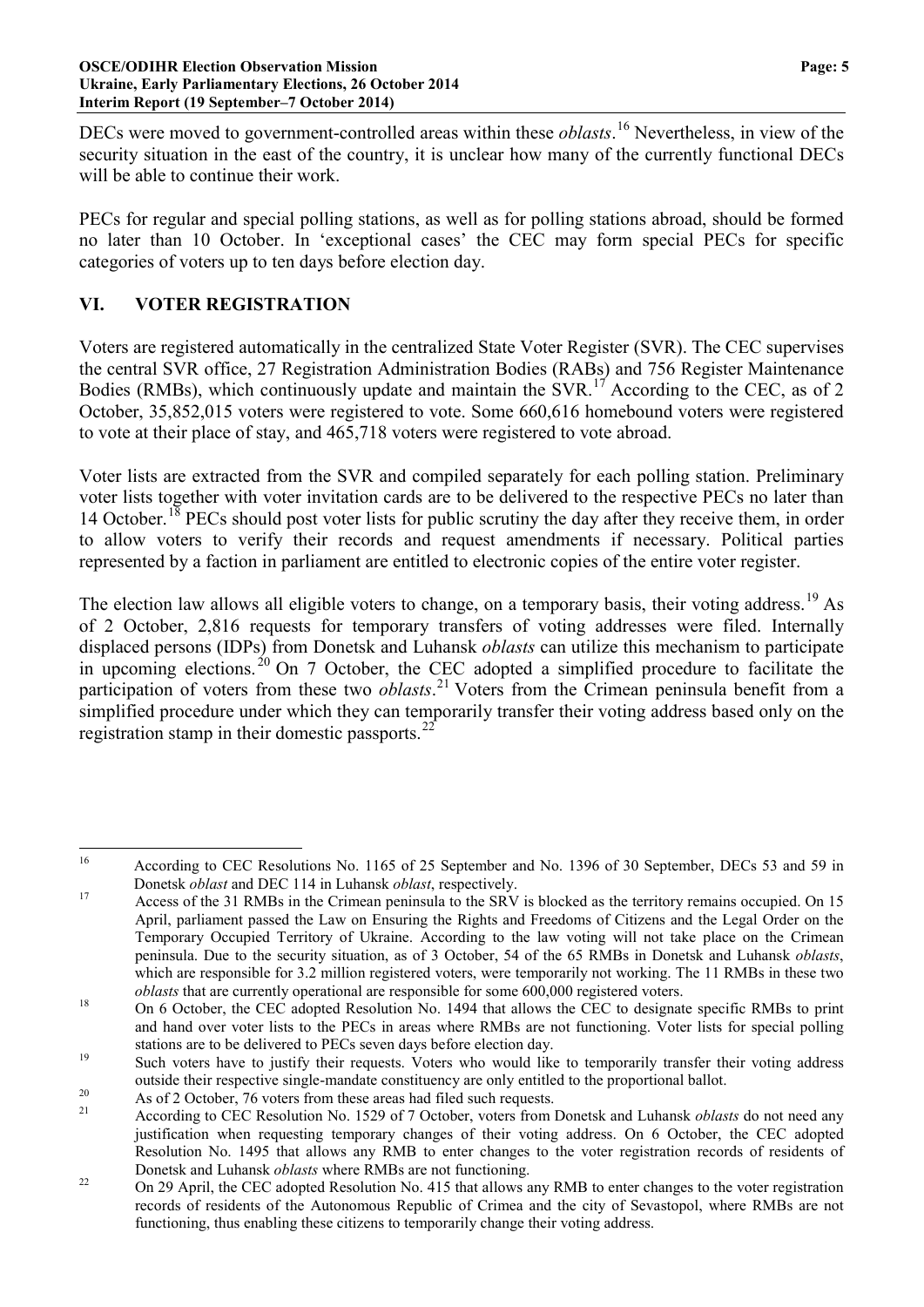DECs were moved to government-controlled areas within these *oblasts*.[16] Nevertheless, in view of the security situation in the east of the country, it is unclear how many of the currently functional DECs will be able to continue their work.

PECs for regular and special polling stations, as well as for polling stations abroad, should be formed no later than 10 October. In 'exceptional cases' the CEC may form special PECs for specific categories of voters up to ten days before election day.

## VI. VOTER REGISTRATION

Voters are registered automatically in the centralized State Voter Register (SVR). The CEC supervises the central SVR office, 27 Registration Administration Bodies (RABs) and 756 Register Maintenance Bodies (RMBs), which continuously update and maintain the SVR.[17] According to the CEC, as of 2 October, 35,852,015 voters were registered to vote. Some 660,616 homebound voters were registered to vote at their place of stay, and 465,718 voters were registered to vote abroad.

Voter lists are extracted from the SVR and compiled separately for each polling station. Preliminary voter lists together with voter invitation cards are to be delivered to the respective PECs no later than 14 October.[18] PECs should post voter lists for public scrutiny the day after they receive them, in order to allow voters to verify their records and request amendments if necessary. Political parties represented by a faction in parliament are entitled to electronic copies of the entire voter register.

The election law allows all eligible voters to change, on a temporary basis, their voting address.[19] As of 2 October, 2,816 requests for temporary transfers of voting addresses were filed. Internally displaced persons (IDPs) from Donetsk and Luhansk *oblasts* can utilize this mechanism to participate in upcoming elections.[20] On 7 October, the CEC adopted a simplified procedure to facilitate the participation of voters from these two *oblasts*.[21] Voters from the Crimean peninsula benefit from a simplified procedure under which they can temporarily transfer their voting address based only on the registration stamp in their domestic passports.[22]

---

[16] According to CEC Resolutions No. 1165 of 25 September and No. 1396 of 30 September, DECs 53 and 59 in Donetsk *oblast* and DEC 114 in Luhansk *oblast*, respectively.

[17] Access of the 31 RMBs in the Crimean peninsula to the SRV is blocked as the territory remains occupied. On 15 April, parliament passed the Law on Ensuring the Rights and Freedoms of Citizens and the Legal Order on the Temporary Occupied Territory of Ukraine. According to the law voting will not take place on the Crimean peninsula. Due to the security situation, as of 3 October, 54 of the 65 RMBs in Donetsk and Luhansk *oblasts*, which are responsible for 3.2 million registered voters, were temporarily not working. The 11 RMBs in these two *oblasts* that are currently operational are responsible for some 600,000 registered voters.

[18] On 6 October, the CEC adopted Resolution No. 1494 that allows the CEC to designate specific RMBs to print and hand over voter lists to the PECs in areas where RMBs are not functioning. Voter lists for special polling stations are to be delivered to PECs seven days before election day.

[19] Such voters have to justify their requests. Voters who would like to temporarily transfer their voting address outside their respective single-mandate constituency are only entitled to the proportional ballot.

[20] As of 2 October, 76 voters from these areas had filed such requests.

[21] According to CEC Resolution No. 1529 of 7 October, voters from Donetsk and Luhansk *oblasts* do not need any justification when requesting temporary changes of their voting address. On 6 October, the CEC adopted Resolution No. 1495 that allows any RMB to enter changes to the voter registration records of residents of Donetsk and Luhansk *oblasts* where RMBs are not functioning.

[22] On 29 April, the CEC adopted Resolution No. 415 that allows any RMB to enter changes to the voter registration records of residents of the Autonomous Republic of Crimea and the city of Sevastopol, where RMBs are not functioning, thus enabling these citizens to temporarily change their voting address.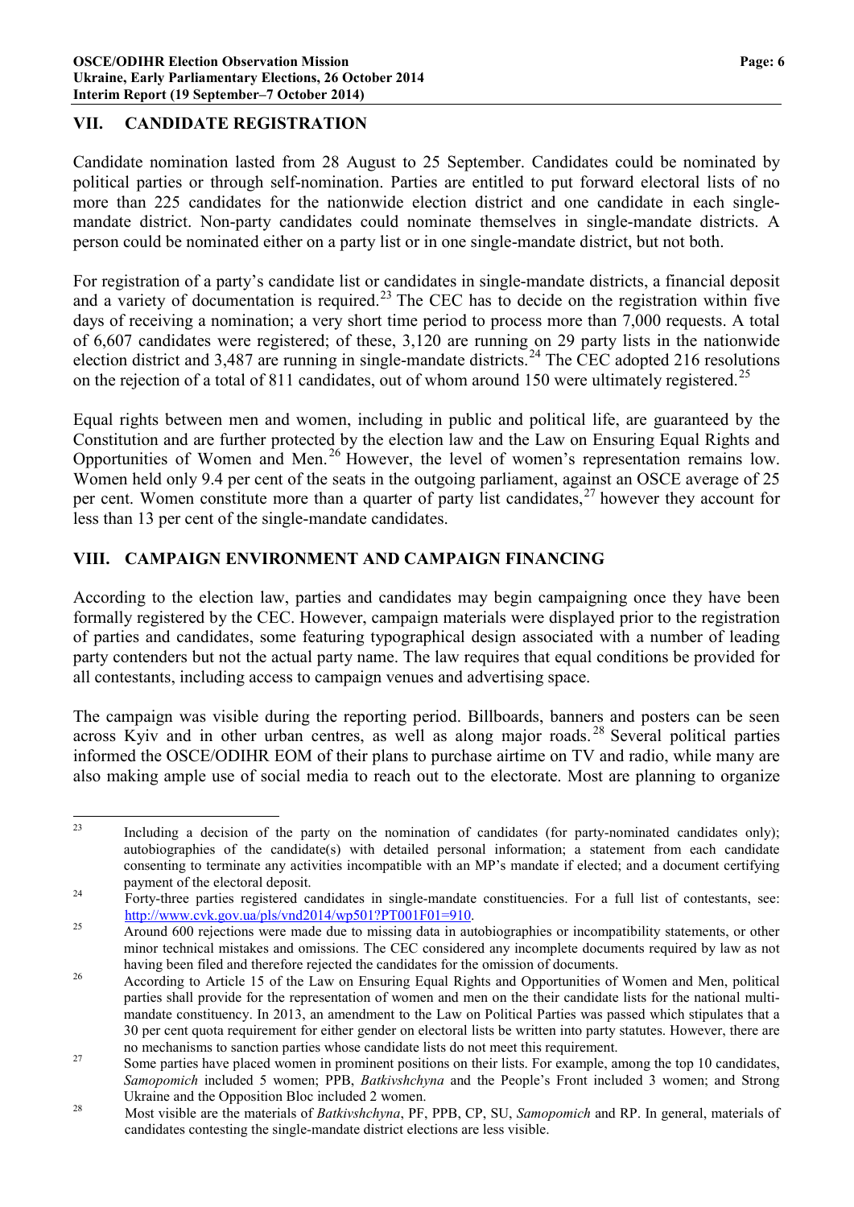## VII. CANDIDATE REGISTRATION

Candidate nomination lasted from 28 August to 25 September. Candidates could be nominated by political parties or through self-nomination. Parties are entitled to put forward electoral lists of no more than 225 candidates for the nationwide election district and one candidate in each single-mandate district. Non-party candidates could nominate themselves in single-mandate districts. A person could be nominated either on a party list or in one single-mandate district, but not both.

For registration of a party's candidate list or candidates in single-mandate districts, a financial deposit and a variety of documentation is required.[23] The CEC has to decide on the registration within five days of receiving a nomination; a very short time period to process more than 7,000 requests. A total of 6,607 candidates were registered; of these, 3,120 are running on 29 party lists in the nationwide election district and 3,487 are running in single-mandate districts.[24] The CEC adopted 216 resolutions on the rejection of a total of 811 candidates, out of whom around 150 were ultimately registered.[25]

Equal rights between men and women, including in public and political life, are guaranteed by the Constitution and are further protected by the election law and the Law on Ensuring Equal Rights and Opportunities of Women and Men.[26] However, the level of women's representation remains low. Women held only 9.4 per cent of the seats in the outgoing parliament, against an OSCE average of 25 per cent. Women constitute more than a quarter of party list candidates,[27] however they account for less than 13 per cent of the single-mandate candidates.

## VIII. CAMPAIGN ENVIRONMENT AND CAMPAIGN FINANCING

According to the election law, parties and candidates may begin campaigning once they have been formally registered by the CEC. However, campaign materials were displayed prior to the registration of parties and candidates, some featuring typographical design associated with a number of leading party contenders but not the actual party name. The law requires that equal conditions be provided for all contestants, including access to campaign venues and advertising space.

The campaign was visible during the reporting period. Billboards, banners and posters can be seen across Kyiv and in other urban centres, as well as along major roads.[28] Several political parties informed the OSCE/ODIHR EOM of their plans to purchase airtime on TV and radio, while many are also making ample use of social media to reach out to the electorate. Most are planning to organize

---

[23] Including a decision of the party on the nomination of candidates (for party-nominated candidates only); autobiographies of the candidate(s) with detailed personal information; a statement from each candidate consenting to terminate any activities incompatible with an MP's mandate if elected; and a document certifying payment of the electoral deposit.

[24] Forty-three parties registered candidates in single-mandate constituencies. For a full list of contestants, see: http://www.cvk.gov.ua/pls/vnd2014/wp501?PT001F01=910.

[25] Around 600 rejections were made due to missing data in autobiographies or incompatibility statements, or other minor technical mistakes and omissions. The CEC considered any incomplete documents required by law as not having been filed and therefore rejected the candidates for the omission of documents.

[26] According to Article 15 of the Law on Ensuring Equal Rights and Opportunities of Women and Men, political parties shall provide for the representation of women and men on the their candidate lists for the national multi-mandate constituency. In 2013, an amendment to the Law on Political Parties was passed which stipulates that a 30 per cent quota requirement for either gender on electoral lists be written into party statutes. However, there are no mechanisms to sanction parties whose candidate lists do not meet this requirement.

[27] Some parties have placed women in prominent positions on their lists. For example, among the top 10 candidates, *Samopomich* included 5 women; PPB, *Batkivshchyna* and the People's Front included 3 women; and Strong Ukraine and the Opposition Bloc included 2 women.

[28] Most visible are the materials of *Batkivshchyna*, PF, PPB, CP, SU, *Samopomich* and RP. In general, materials of candidates contesting the single-mandate district elections are less visible.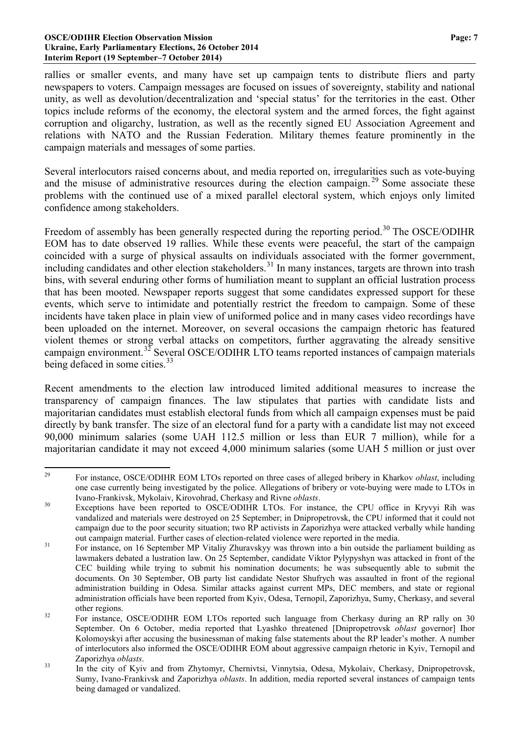rallies or smaller events, and many have set up campaign tents to distribute fliers and party newspapers to voters. Campaign messages are focused on issues of sovereignty, stability and national unity, as well as devolution/decentralization and 'special status' for the territories in the east. Other topics include reforms of the economy, the electoral system and the armed forces, the fight against corruption and oligarchy, lustration, as well as the recently signed EU Association Agreement and relations with NATO and the Russian Federation. Military themes feature prominently in the campaign materials and messages of some parties.

Several interlocutors raised concerns about, and media reported on, irregularities such as vote-buying and the misuse of administrative resources during the election campaign.[29] Some associate these problems with the continued use of a mixed parallel electoral system, which enjoys only limited confidence among stakeholders.

Freedom of assembly has been generally respected during the reporting period.[30] The OSCE/ODIHR EOM has to date observed 19 rallies. While these events were peaceful, the start of the campaign coincided with a surge of physical assaults on individuals associated with the former government, including candidates and other election stakeholders.[31] In many instances, targets are thrown into trash bins, with several enduring other forms of humiliation meant to supplant an official lustration process that has been mooted. Newspaper reports suggest that some candidates expressed support for these events, which serve to intimidate and potentially restrict the freedom to campaign. Some of these incidents have taken place in plain view of uniformed police and in many cases video recordings have been uploaded on the internet. Moreover, on several occasions the campaign rhetoric has featured violent themes or strong verbal attacks on competitors, further aggravating the already sensitive campaign environment.[32] Several OSCE/ODIHR LTO teams reported instances of campaign materials being defaced in some cities.[33]

Recent amendments to the election law introduced limited additional measures to increase the transparency of campaign finances. The law stipulates that parties with candidate lists and majoritarian candidates must establish electoral funds from which all campaign expenses must be paid directly by bank transfer. The size of an electoral fund for a party with a candidate list may not exceed 90,000 minimum salaries (some UAH 112.5 million or less than EUR 7 million), while for a majoritarian candidate it may not exceed 4,000 minimum salaries (some UAH 5 million or just over

---

[29] For instance, OSCE/ODIHR EOM LTOs reported on three cases of alleged bribery in Kharkov *oblast*, including one case currently being investigated by the police. Allegations of bribery or vote-buying were made to LTOs in Ivano-Frankivsk, Mykolaiv, Kirovohrad, Cherkasy and Rivne *oblasts*.

[30] Exceptions have been reported to OSCE/ODIHR LTOs. For instance, the CPU office in Kryvyi Rih was vandalized and materials were destroyed on 25 September; in Dnipropetrovsk, the CPU informed that it could not campaign due to the poor security situation; two RP activists in Zaporizhya were attacked verbally while handing out campaign material. Further cases of election-related violence were reported in the media.

[31] For instance, on 16 September MP Vitaliy Zhuravskyy was thrown into a bin outside the parliament building as lawmakers debated a lustration law. On 25 September, candidate Viktor Pylypyshyn was attacked in front of the CEC building while trying to submit his nomination documents; he was subsequently able to submit the documents. On 30 September, OB party list candidate Nestor Shufrych was assaulted in front of the regional administration building in Odesa. Similar attacks against current MPs, DEC members, and state or regional administration officials have been reported from Kyiv, Odesa, Ternopil, Zaporizhya, Sumy, Cherkasy, and several other regions.

[32] For instance, OSCE/ODIHR EOM LTOs reported such language from Cherkasy during an RP rally on 30 September. On 6 October, media reported that Lyashko threatened [Dnipropetrovsk *oblast* governor] Ihor Kolomoyskyi after accusing the businessman of making false statements about the RP leader's mother. A number of interlocutors also informed the OSCE/ODIHR EOM about aggressive campaign rhetoric in Kyiv, Ternopil and Zaporizhya *oblasts*.

[33] In the city of Kyiv and from Zhytomyr, Chernivtsi, Vinnytsia, Odesa, Mykolaiv, Cherkasy, Dnipropetrovsk, Sumy, Ivano-Frankivsk and Zaporizhya *oblasts*. In addition, media reported several instances of campaign tents being damaged or vandalized.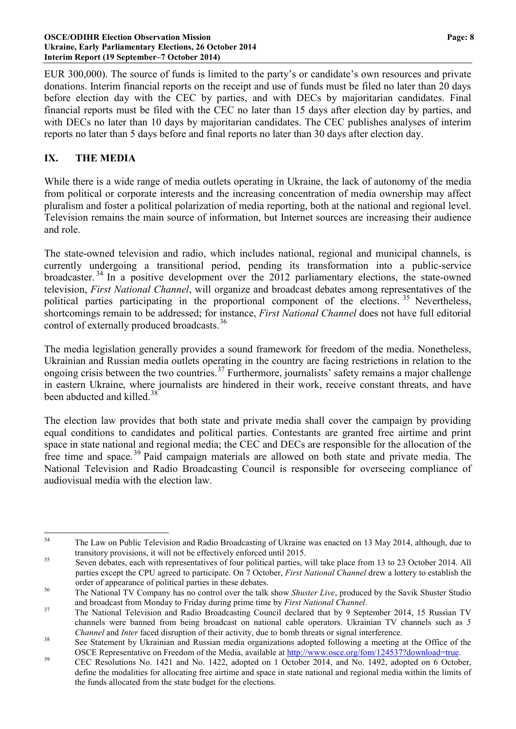EUR 300,000). The source of funds is limited to the party's or candidate's own resources and private donations. Interim financial reports on the receipt and use of funds must be filed no later than 20 days before election day with the CEC by parties, and with DECs by majoritarian candidates. Final financial reports must be filed with the CEC no later than 15 days after election day by parties, and with DECs no later than 10 days by majoritarian candidates. The CEC publishes analyses of interim reports no later than 5 days before and final reports no later than 30 days after election day.

## IX. THE MEDIA

While there is a wide range of media outlets operating in Ukraine, the lack of autonomy of the media from political or corporate interests and the increasing concentration of media ownership may affect pluralism and foster a political polarization of media reporting, both at the national and regional level. Television remains the main source of information, but Internet sources are increasing their audience and role.

The state-owned television and radio, which includes national, regional and municipal channels, is currently undergoing a transitional period, pending its transformation into a public-service broadcaster.[34] In a positive development over the 2012 parliamentary elections, the state-owned television, *First National Channel*, will organize and broadcast debates among representatives of the political parties participating in the proportional component of the elections.[35] Nevertheless, shortcomings remain to be addressed; for instance, *First National Channel* does not have full editorial control of externally produced broadcasts.[36]

The media legislation generally provides a sound framework for freedom of the media. Nonetheless, Ukrainian and Russian media outlets operating in the country are facing restrictions in relation to the ongoing crisis between the two countries.[37] Furthermore, journalists' safety remains a major challenge in eastern Ukraine, where journalists are hindered in their work, receive constant threats, and have been abducted and killed.[38]

The election law provides that both state and private media shall cover the campaign by providing equal conditions to candidates and political parties. Contestants are granted free airtime and print space in state national and regional media; the CEC and DECs are responsible for the allocation of the free time and space.[39] Paid campaign materials are allowed on both state and private media. The National Television and Radio Broadcasting Council is responsible for overseeing compliance of audiovisual media with the election law.

---

[34] The Law on Public Television and Radio Broadcasting of Ukraine was enacted on 13 May 2014, although, due to transitory provisions, it will not be effectively enforced until 2015.

[35] Seven debates, each with representatives of four political parties, will take place from 13 to 23 October 2014. All parties except the CPU agreed to participate. On 7 October, *First National Channel* drew a lottery to establish the order of appearance of political parties in these debates.

[36] The National TV Company has no control over the talk show *Shuster Live*, produced by the Savik Shuster Studio and broadcast from Monday to Friday during prime time by *First National Channel*.

[37] The National Television and Radio Broadcasting Council declared that by 9 September 2014, 15 Russian TV channels were banned from being broadcast on national cable operators. Ukrainian TV channels such as *5 Channel* and *Inter* faced disruption of their activity, due to bomb threats or signal interference.

[38] See Statement by Ukrainian and Russian media organizations adopted following a meeting at the Office of the OSCE Representative on Freedom of the Media, available at http://www.osce.org/fom/124537?download=true.

[39] CEC Resolutions No. 1421 and No. 1422, adopted on 1 October 2014, and No. 1492, adopted on 6 October, define the modalities for allocating free airtime and space in state national and regional media within the limits of the funds allocated from the state budget for the elections.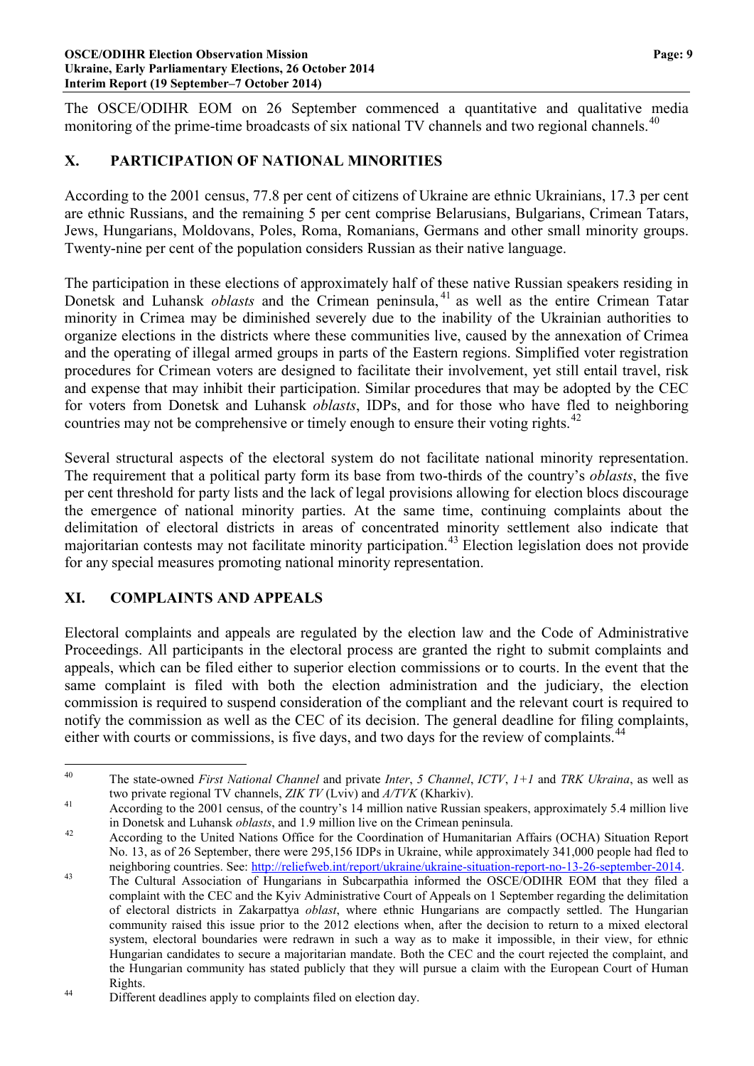The OSCE/ODIHR EOM on 26 September commenced a quantitative and qualitative media monitoring of the prime-time broadcasts of six national TV channels and two regional channels.[40]

## X. PARTICIPATION OF NATIONAL MINORITIES

According to the 2001 census, 77.8 per cent of citizens of Ukraine are ethnic Ukrainians, 17.3 per cent are ethnic Russians, and the remaining 5 per cent comprise Belarusians, Bulgarians, Crimean Tatars, Jews, Hungarians, Moldovans, Poles, Roma, Romanians, Germans and other small minority groups. Twenty-nine per cent of the population considers Russian as their native language.

The participation in these elections of approximately half of these native Russian speakers residing in Donetsk and Luhansk *oblasts* and the Crimean peninsula,[41] as well as the entire Crimean Tatar minority in Crimea may be diminished severely due to the inability of the Ukrainian authorities to organize elections in the districts where these communities live, caused by the annexation of Crimea and the operating of illegal armed groups in parts of the Eastern regions. Simplified voter registration procedures for Crimean voters are designed to facilitate their involvement, yet still entail travel, risk and expense that may inhibit their participation. Similar procedures that may be adopted by the CEC for voters from Donetsk and Luhansk *oblasts*, IDPs, and for those who have fled to neighboring countries may not be comprehensive or timely enough to ensure their voting rights.[42]

Several structural aspects of the electoral system do not facilitate national minority representation. The requirement that a political party form its base from two-thirds of the country's *oblasts*, the five per cent threshold for party lists and the lack of legal provisions allowing for election blocs discourage the emergence of national minority parties. At the same time, continuing complaints about the delimitation of electoral districts in areas of concentrated minority settlement also indicate that majoritarian contests may not facilitate minority participation.[43] Election legislation does not provide for any special measures promoting national minority representation.

## XI. COMPLAINTS AND APPEALS

Electoral complaints and appeals are regulated by the election law and the Code of Administrative Proceedings. All participants in the electoral process are granted the right to submit complaints and appeals, which can be filed either to superior election commissions or to courts. In the event that the same complaint is filed with both the election administration and the judiciary, the election commission is required to suspend consideration of the compliant and the relevant court is required to notify the commission as well as the CEC of its decision. The general deadline for filing complaints, either with courts or commissions, is five days, and two days for the review of complaints.[44]

---

[40] The state-owned *First National Channel* and private *Inter*, *5 Channel*, *ICTV*, *1+1* and *TRK Ukraina*, as well as two private regional TV channels, *ZIK TV* (Lviv) and *A/TVK* (Kharkiv).

[41] According to the 2001 census, of the country's 14 million native Russian speakers, approximately 5.4 million live in Donetsk and Luhansk *oblasts*, and 1.9 million live on the Crimean peninsula.

[42] According to the United Nations Office for the Coordination of Humanitarian Affairs (OCHA) Situation Report No. 13, as of 26 September, there were 295,156 IDPs in Ukraine, while approximately 341,000 people had fled to neighboring countries. See: http://reliefweb.int/report/ukraine/ukraine-situation-report-no-13-26-september-2014.

[43] The Cultural Association of Hungarians in Subcarpathia informed the OSCE/ODIHR EOM that they filed a complaint with the CEC and the Kyiv Administrative Court of Appeals on 1 September regarding the delimitation of electoral districts in Zakarpattya *oblast*, where ethnic Hungarians are compactly settled. The Hungarian community raised this issue prior to the 2012 elections when, after the decision to return to a mixed electoral system, electoral boundaries were redrawn in such a way as to make it impossible, in their view, for ethnic Hungarian candidates to secure a majoritarian mandate. Both the CEC and the court rejected the complaint, and the Hungarian community has stated publicly that they will pursue a claim with the European Court of Human Rights.

[44] Different deadlines apply to complaints filed on election day.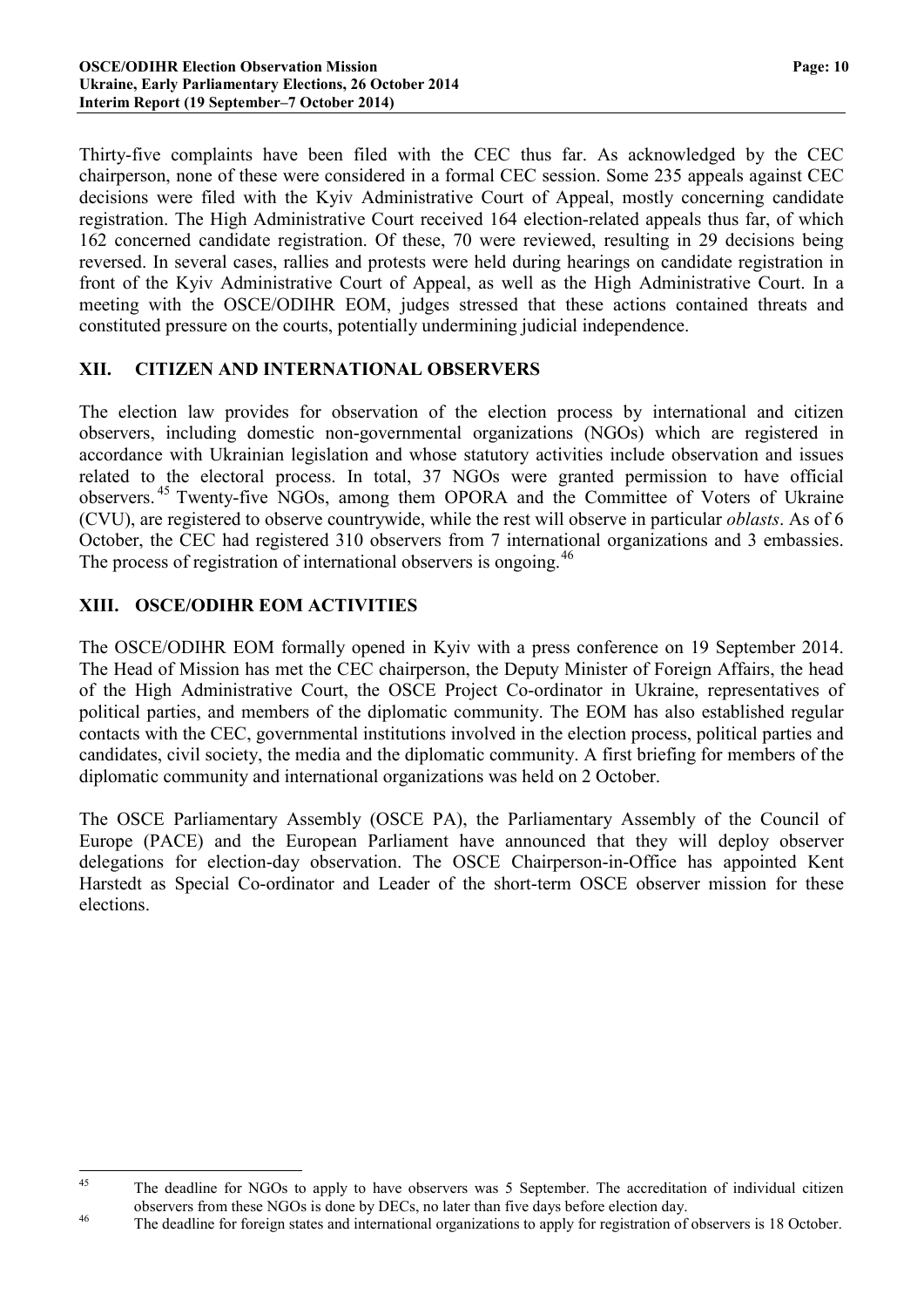Thirty-five complaints have been filed with the CEC thus far. As acknowledged by the CEC chairperson, none of these were considered in a formal CEC session. Some 235 appeals against CEC decisions were filed with the Kyiv Administrative Court of Appeal, mostly concerning candidate registration. The High Administrative Court received 164 election-related appeals thus far, of which 162 concerned candidate registration. Of these, 70 were reviewed, resulting in 29 decisions being reversed. In several cases, rallies and protests were held during hearings on candidate registration in front of the Kyiv Administrative Court of Appeal, as well as the High Administrative Court. In a meeting with the OSCE/ODIHR EOM, judges stressed that these actions contained threats and constituted pressure on the courts, potentially undermining judicial independence.

## XII. CITIZEN AND INTERNATIONAL OBSERVERS

The election law provides for observation of the election process by international and citizen observers, including domestic non-governmental organizations (NGOs) which are registered in accordance with Ukrainian legislation and whose statutory activities include observation and issues related to the electoral process. In total, 37 NGOs were granted permission to have official observers.[45] Twenty-five NGOs, among them OPORA and the Committee of Voters of Ukraine (CVU), are registered to observe countrywide, while the rest will observe in particular *oblasts*. As of 6 October, the CEC had registered 310 observers from 7 international organizations and 3 embassies. The process of registration of international observers is ongoing.[46]

## XIII. OSCE/ODIHR EOM ACTIVITIES

The OSCE/ODIHR EOM formally opened in Kyiv with a press conference on 19 September 2014. The Head of Mission has met the CEC chairperson, the Deputy Minister of Foreign Affairs, the head of the High Administrative Court, the OSCE Project Co-ordinator in Ukraine, representatives of political parties, and members of the diplomatic community. The EOM has also established regular contacts with the CEC, governmental institutions involved in the election process, political parties and candidates, civil society, the media and the diplomatic community. A first briefing for members of the diplomatic community and international organizations was held on 2 October.

The OSCE Parliamentary Assembly (OSCE PA), the Parliamentary Assembly of the Council of Europe (PACE) and the European Parliament have announced that they will deploy observer delegations for election-day observation. The OSCE Chairperson-in-Office has appointed Kent Harstedt as Special Co-ordinator and Leader of the short-term OSCE observer mission for these elections.

---

[45] The deadline for NGOs to apply to have observers was 5 September. The accreditation of individual citizen observers from these NGOs is done by DECs, no later than five days before election day.

[46] The deadline for foreign states and international organizations to apply for registration of observers is 18 October.